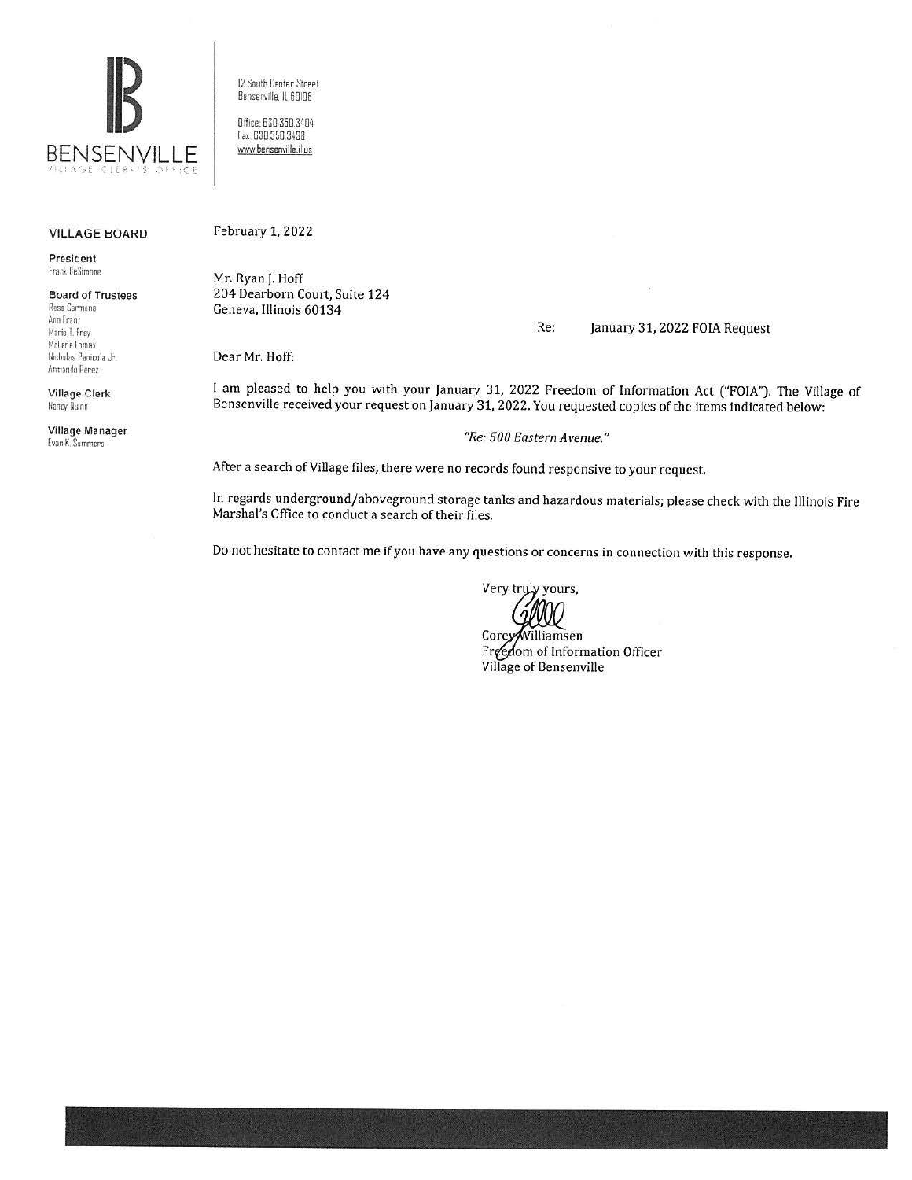**BENSENVILLE**
VILLAGE CLERK'S OFFICE

12 South Center Street
Bensenville, IL 60106

Office: 630.350.3404
Fax: 630.350.3438
www.bensenville.il.us

**VILLAGE BOARD**

**President**
Frank DeSimone

**Board of Trustees**
Rosa Carmona
Ann Franz
Marie T. Frey
McLane Lomax
Nicholas Panicola Jr.
Armando Perez

**Village Clerk**
Nancy Quinn

**Village Manager**
Evan K. Summers

February 1, 2022

Mr. Ryan J. Hoff
204 Dearborn Court, Suite 124
Geneva, Illinois 60134

Re: January 31, 2022 FOIA Request

Dear Mr. Hoff:

I am pleased to help you with your January 31, 2022 Freedom of Information Act ("FOIA"). The Village of Bensenville received your request on January 31, 2022. You requested copies of the items indicated below:

*"Re: 500 Eastern Avenue."*

After a search of Village files, there were no records found responsive to your request.

In regards underground/aboveground storage tanks and hazardous materials; please check with the Illinois Fire Marshal's Office to conduct a search of their files.

Do not hesitate to contact me if you have any questions or concerns in connection with this response.

Very truly yours,

Corey Williamsen
Freedom of Information Officer
Village of Bensenville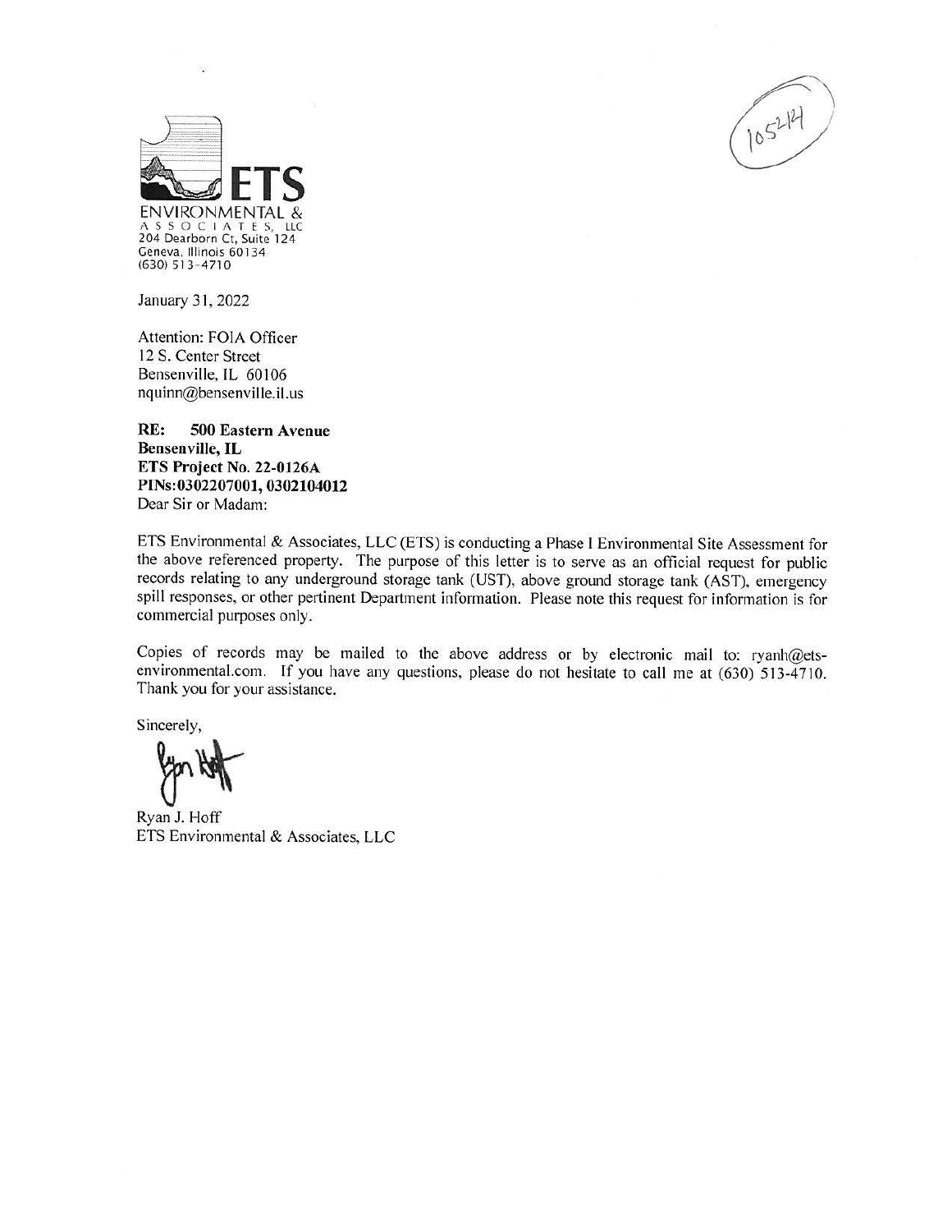10524

**ETS**

ENVIRONMENTAL &
ASSOCIATES, LLC
204 Dearborn Ct, Suite 124
Geneva, Illinois 60134
(630) 513-4710

January 31, 2022

Attention: FOIA Officer
12 S. Center Street
Bensenville, IL 60106
nquinn@bensenville.il.us

**RE: 500 Eastern Avenue**
**Bensenville, IL**
**ETS Project No. 22-0126A**
**PINs:0302207001, 0302104012**

Dear Sir or Madam:

ETS Environmental & Associates, LLC (ETS) is conducting a Phase I Environmental Site Assessment for the above referenced property. The purpose of this letter is to serve as an official request for public records relating to any underground storage tank (UST), above ground storage tank (AST), emergency spill responses, or other pertinent Department information. Please note this request for information is for commercial purposes only.

Copies of records may be mailed to the above address or by electronic mail to: ryanh@ets-environmental.com. If you have any questions, please do not hesitate to call me at (630) 513-4710. Thank you for your assistance.

Sincerely,

Ryan J. Hoff
ETS Environmental & Associates, LLC